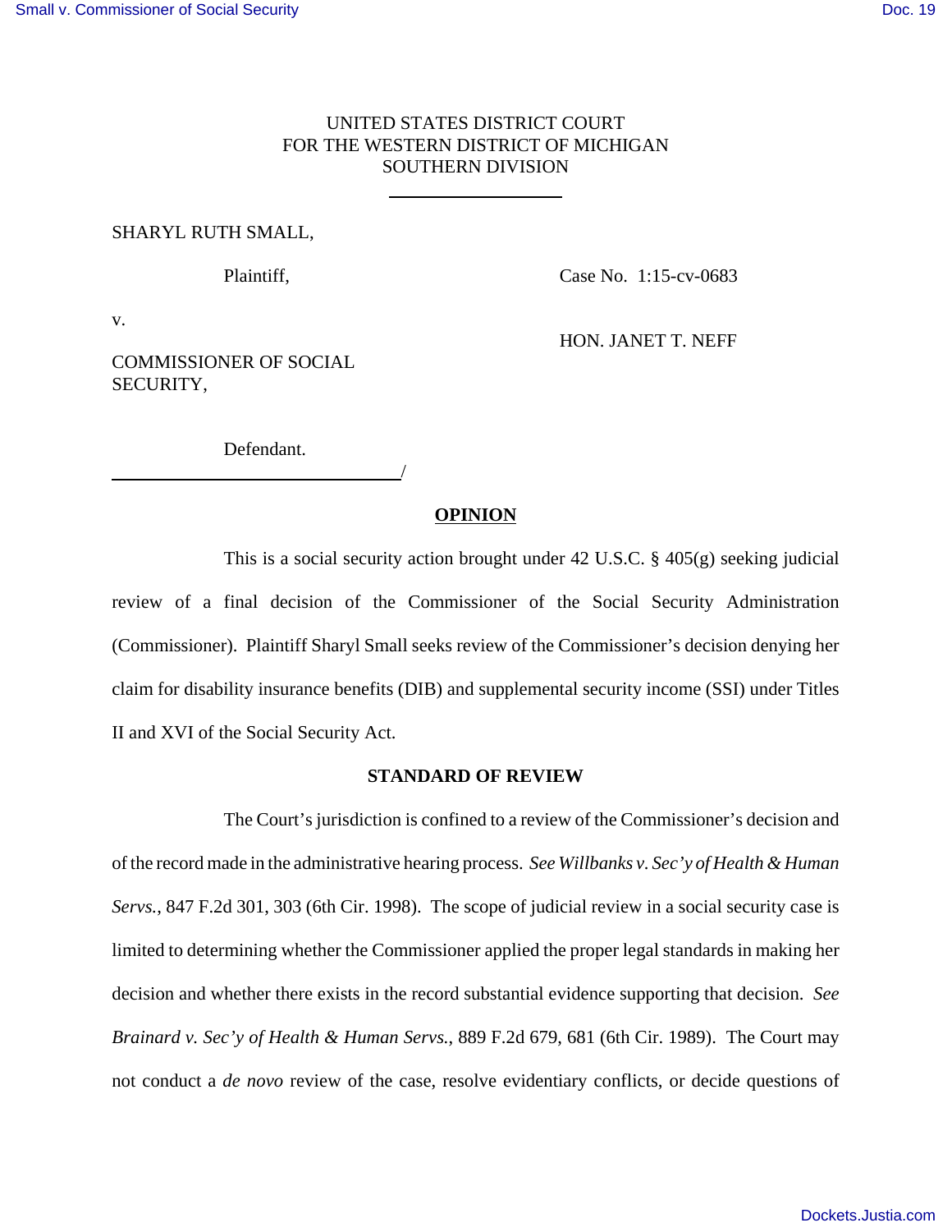UNITED STATES DISTRICT COURT
FOR THE WESTERN DISTRICT OF MICHIGAN
SOUTHERN DIVISION

SHARYL RUTH SMALL,

Plaintiff,

Case No. 1:15-cv-0683

v.

HON. JANET T. NEFF

COMMISSIONER OF SOCIAL SECURITY,

Defendant.

/

**OPINION**

This is a social security action brought under 42 U.S.C. § 405(g) seeking judicial review of a final decision of the Commissioner of the Social Security Administration (Commissioner). Plaintiff Sharyl Small seeks review of the Commissioner's decision denying her claim for disability insurance benefits (DIB) and supplemental security income (SSI) under Titles II and XVI of the Social Security Act.

**STANDARD OF REVIEW**

The Court's jurisdiction is confined to a review of the Commissioner's decision and of the record made in the administrative hearing process. *See Willbanks v. Sec'y of Health & Human Servs.*, 847 F.2d 301, 303 (6th Cir. 1998). The scope of judicial review in a social security case is limited to determining whether the Commissioner applied the proper legal standards in making her decision and whether there exists in the record substantial evidence supporting that decision. *See Brainard v. Sec'y of Health & Human Servs.*, 889 F.2d 679, 681 (6th Cir. 1989). The Court may not conduct a *de novo* review of the case, resolve evidentiary conflicts, or decide questions of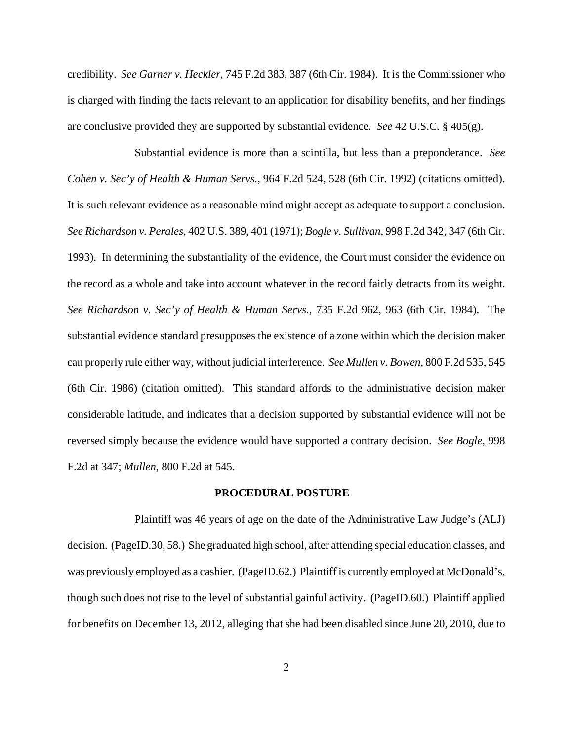credibility. *See Garner v. Heckler*, 745 F.2d 383, 387 (6th Cir. 1984). It is the Commissioner who is charged with finding the facts relevant to an application for disability benefits, and her findings are conclusive provided they are supported by substantial evidence. *See* 42 U.S.C. § 405(g).

Substantial evidence is more than a scintilla, but less than a preponderance. *See Cohen v. Sec'y of Health & Human Servs.*, 964 F.2d 524, 528 (6th Cir. 1992) (citations omitted). It is such relevant evidence as a reasonable mind might accept as adequate to support a conclusion. *See Richardson v. Perales*, 402 U.S. 389, 401 (1971); *Bogle v. Sullivan*, 998 F.2d 342, 347 (6th Cir. 1993). In determining the substantiality of the evidence, the Court must consider the evidence on the record as a whole and take into account whatever in the record fairly detracts from its weight. *See Richardson v. Sec'y of Health & Human Servs.*, 735 F.2d 962, 963 (6th Cir. 1984). The substantial evidence standard presupposes the existence of a zone within which the decision maker can properly rule either way, without judicial interference. *See Mullen v. Bowen*, 800 F.2d 535, 545 (6th Cir. 1986) (citation omitted). This standard affords to the administrative decision maker considerable latitude, and indicates that a decision supported by substantial evidence will not be reversed simply because the evidence would have supported a contrary decision. *See Bogle*, 998 F.2d at 347; *Mullen*, 800 F.2d at 545.

## PROCEDURAL POSTURE

Plaintiff was 46 years of age on the date of the Administrative Law Judge's (ALJ) decision. (PageID.30, 58.) She graduated high school, after attending special education classes, and was previously employed as a cashier. (PageID.62.) Plaintiff is currently employed at McDonald's, though such does not rise to the level of substantial gainful activity. (PageID.60.) Plaintiff applied for benefits on December 13, 2012, alleging that she had been disabled since June 20, 2010, due to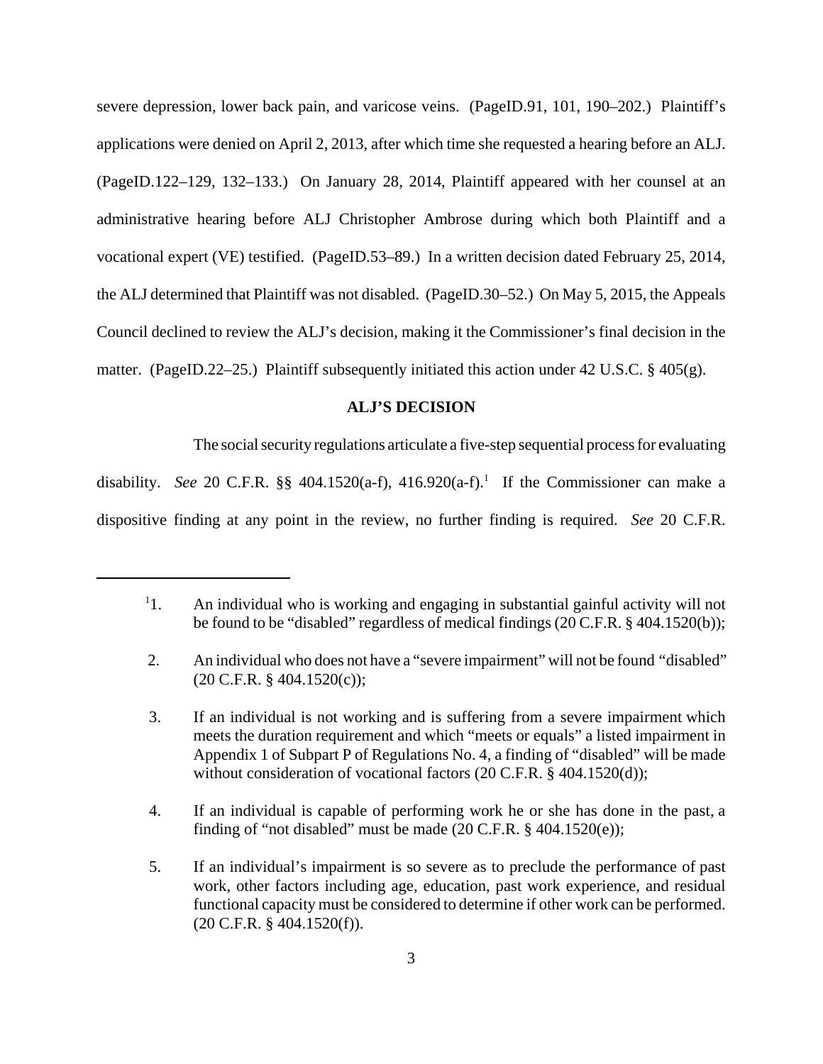severe depression, lower back pain, and varicose veins. (PageID.91, 101, 190–202.) Plaintiff's applications were denied on April 2, 2013, after which time she requested a hearing before an ALJ. (PageID.122–129, 132–133.) On January 28, 2014, Plaintiff appeared with her counsel at an administrative hearing before ALJ Christopher Ambrose during which both Plaintiff and a vocational expert (VE) testified. (PageID.53–89.) In a written decision dated February 25, 2014, the ALJ determined that Plaintiff was not disabled. (PageID.30–52.) On May 5, 2015, the Appeals Council declined to review the ALJ's decision, making it the Commissioner's final decision in the matter. (PageID.22–25.) Plaintiff subsequently initiated this action under 42 U.S.C. § 405(g).

## ALJ'S DECISION

The social security regulations articulate a five-step sequential process for evaluating disability. *See* 20 C.F.R. §§ 404.1520(a-f), 416.920(a-f).[1] If the Commissioner can make a dispositive finding at any point in the review, no further finding is required. *See* 20 C.F.R.

---

[1] 1. An individual who is working and engaging in substantial gainful activity will not be found to be "disabled" regardless of medical findings (20 C.F.R. § 404.1520(b));

2. An individual who does not have a "severe impairment" will not be found "disabled" (20 C.F.R. § 404.1520(c));

3. If an individual is not working and is suffering from a severe impairment which meets the duration requirement and which "meets or equals" a listed impairment in Appendix 1 of Subpart P of Regulations No. 4, a finding of "disabled" will be made without consideration of vocational factors (20 C.F.R. § 404.1520(d));

4. If an individual is capable of performing work he or she has done in the past, a finding of "not disabled" must be made (20 C.F.R. § 404.1520(e));

5. If an individual's impairment is so severe as to preclude the performance of past work, other factors including age, education, past work experience, and residual functional capacity must be considered to determine if other work can be performed. (20 C.F.R. § 404.1520(f)).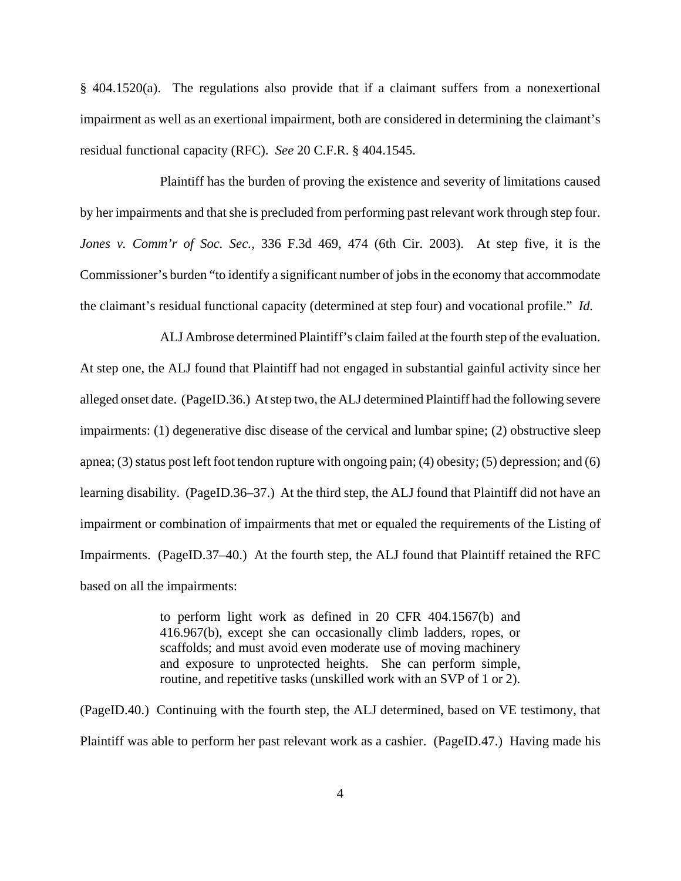§ 404.1520(a). The regulations also provide that if a claimant suffers from a nonexertional impairment as well as an exertional impairment, both are considered in determining the claimant's residual functional capacity (RFC). *See* 20 C.F.R. § 404.1545.

Plaintiff has the burden of proving the existence and severity of limitations caused by her impairments and that she is precluded from performing past relevant work through step four. *Jones v. Comm'r of Soc. Sec.*, 336 F.3d 469, 474 (6th Cir. 2003). At step five, it is the Commissioner's burden "to identify a significant number of jobs in the economy that accommodate the claimant's residual functional capacity (determined at step four) and vocational profile." *Id.*

ALJ Ambrose determined Plaintiff's claim failed at the fourth step of the evaluation. At step one, the ALJ found that Plaintiff had not engaged in substantial gainful activity since her alleged onset date. (PageID.36.) At step two, the ALJ determined Plaintiff had the following severe impairments: (1) degenerative disc disease of the cervical and lumbar spine; (2) obstructive sleep apnea; (3) status post left foot tendon rupture with ongoing pain; (4) obesity; (5) depression; and (6) learning disability. (PageID.36–37.) At the third step, the ALJ found that Plaintiff did not have an impairment or combination of impairments that met or equaled the requirements of the Listing of Impairments. (PageID.37–40.) At the fourth step, the ALJ found that Plaintiff retained the RFC based on all the impairments:

> to perform light work as defined in 20 CFR 404.1567(b) and 416.967(b), except she can occasionally climb ladders, ropes, or scaffolds; and must avoid even moderate use of moving machinery and exposure to unprotected heights. She can perform simple, routine, and repetitive tasks (unskilled work with an SVP of 1 or 2).

(PageID.40.) Continuing with the fourth step, the ALJ determined, based on VE testimony, that Plaintiff was able to perform her past relevant work as a cashier. (PageID.47.) Having made his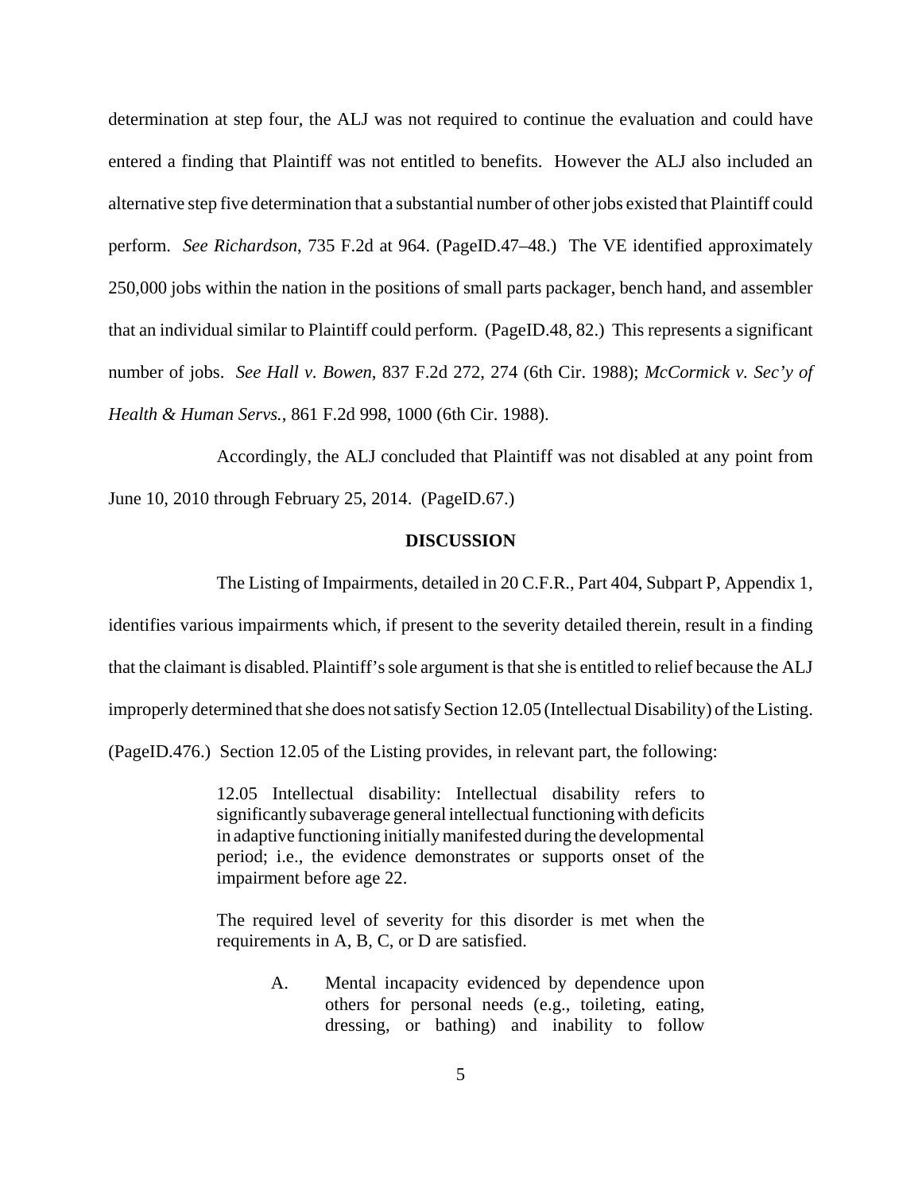determination at step four, the ALJ was not required to continue the evaluation and could have entered a finding that Plaintiff was not entitled to benefits. However the ALJ also included an alternative step five determination that a substantial number of other jobs existed that Plaintiff could perform. *See Richardson*, 735 F.2d at 964. (PageID.47–48.) The VE identified approximately 250,000 jobs within the nation in the positions of small parts packager, bench hand, and assembler that an individual similar to Plaintiff could perform. (PageID.48, 82.) This represents a significant number of jobs. *See Hall v. Bowen*, 837 F.2d 272, 274 (6th Cir. 1988); *McCormick v. Sec'y of Health & Human Servs.*, 861 F.2d 998, 1000 (6th Cir. 1988).

Accordingly, the ALJ concluded that Plaintiff was not disabled at any point from June 10, 2010 through February 25, 2014. (PageID.67.)

## DISCUSSION

The Listing of Impairments, detailed in 20 C.F.R., Part 404, Subpart P, Appendix 1, identifies various impairments which, if present to the severity detailed therein, result in a finding that the claimant is disabled. Plaintiff's sole argument is that she is entitled to relief because the ALJ improperly determined that she does not satisfy Section 12.05 (Intellectual Disability) of the Listing. (PageID.476.) Section 12.05 of the Listing provides, in relevant part, the following:

> 12.05 Intellectual disability: Intellectual disability refers to significantly subaverage general intellectual functioning with deficits in adaptive functioning initially manifested during the developmental period; i.e., the evidence demonstrates or supports onset of the impairment before age 22.
>
> The required level of severity for this disorder is met when the requirements in A, B, C, or D are satisfied.
>
> A. Mental incapacity evidenced by dependence upon others for personal needs (e.g., toileting, eating, dressing, or bathing) and inability to follow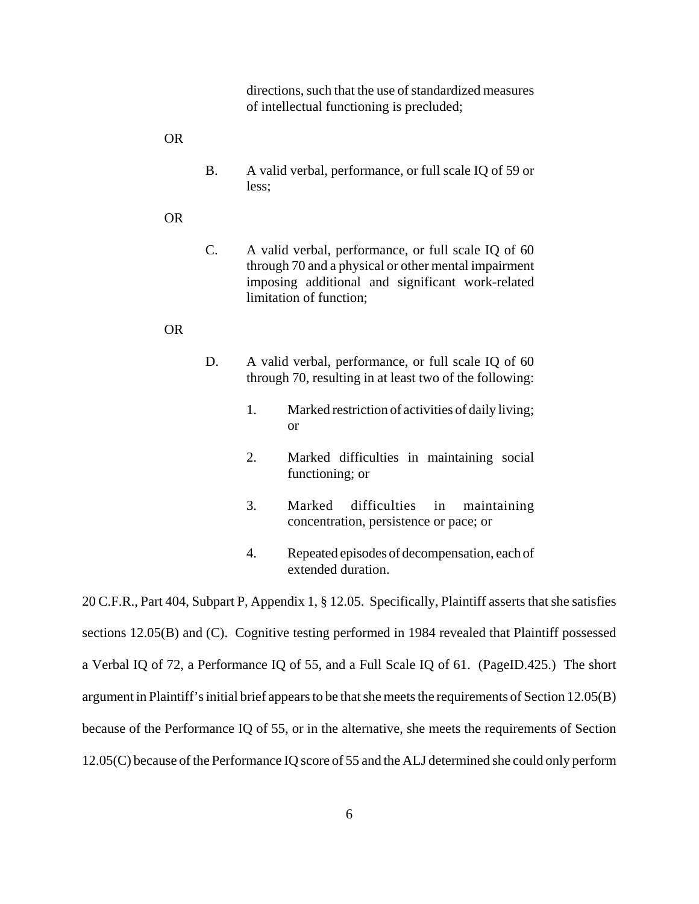directions, such that the use of standardized measures of intellectual functioning is precluded;

OR

> B. A valid verbal, performance, or full scale IQ of 59 or less;

OR

> C. A valid verbal, performance, or full scale IQ of 60 through 70 and a physical or other mental impairment imposing additional and significant work-related limitation of function;

OR

> D. A valid verbal, performance, or full scale IQ of 60 through 70, resulting in at least two of the following:
>
> 1. Marked restriction of activities of daily living; or
>
> 2. Marked difficulties in maintaining social functioning; or
>
> 3. Marked difficulties in maintaining concentration, persistence or pace; or
>
> 4. Repeated episodes of decompensation, each of extended duration.

20 C.F.R., Part 404, Subpart P, Appendix 1, § 12.05. Specifically, Plaintiff asserts that she satisfies sections 12.05(B) and (C). Cognitive testing performed in 1984 revealed that Plaintiff possessed a Verbal IQ of 72, a Performance IQ of 55, and a Full Scale IQ of 61. (PageID.425.) The short argument in Plaintiff's initial brief appears to be that she meets the requirements of Section 12.05(B) because of the Performance IQ of 55, or in the alternative, she meets the requirements of Section 12.05(C) because of the Performance IQ score of 55 and the ALJ determined she could only perform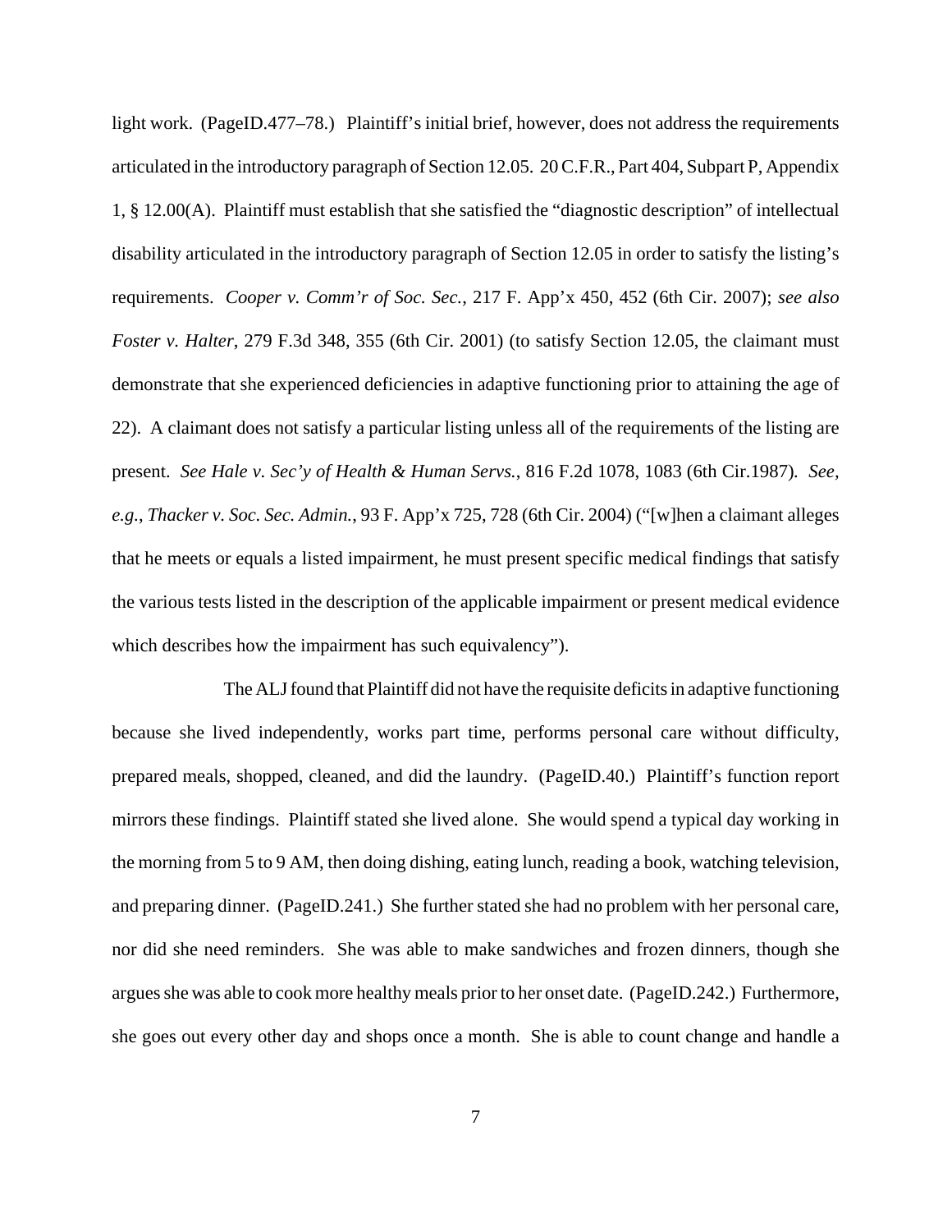light work. (PageID.477–78.) Plaintiff's initial brief, however, does not address the requirements articulated in the introductory paragraph of Section 12.05. 20 C.F.R., Part 404, Subpart P, Appendix 1, § 12.00(A). Plaintiff must establish that she satisfied the "diagnostic description" of intellectual disability articulated in the introductory paragraph of Section 12.05 in order to satisfy the listing's requirements. *Cooper v. Comm'r of Soc. Sec.*, 217 F. App'x 450, 452 (6th Cir. 2007); *see also Foster v. Halter*, 279 F.3d 348, 355 (6th Cir. 2001) (to satisfy Section 12.05, the claimant must demonstrate that she experienced deficiencies in adaptive functioning prior to attaining the age of 22). A claimant does not satisfy a particular listing unless all of the requirements of the listing are present. *See Hale v. Sec'y of Health & Human Servs.*, 816 F.2d 1078, 1083 (6th Cir.1987). *See, e.g.*, *Thacker v. Soc. Sec. Admin.*, 93 F. App'x 725, 728 (6th Cir. 2004) ("[w]hen a claimant alleges that he meets or equals a listed impairment, he must present specific medical findings that satisfy the various tests listed in the description of the applicable impairment or present medical evidence which describes how the impairment has such equivalency").

The ALJ found that Plaintiff did not have the requisite deficits in adaptive functioning because she lived independently, works part time, performs personal care without difficulty, prepared meals, shopped, cleaned, and did the laundry. (PageID.40.) Plaintiff's function report mirrors these findings. Plaintiff stated she lived alone. She would spend a typical day working in the morning from 5 to 9 AM, then doing dishing, eating lunch, reading a book, watching television, and preparing dinner. (PageID.241.) She further stated she had no problem with her personal care, nor did she need reminders. She was able to make sandwiches and frozen dinners, though she argues she was able to cook more healthy meals prior to her onset date. (PageID.242.) Furthermore, she goes out every other day and shops once a month. She is able to count change and handle a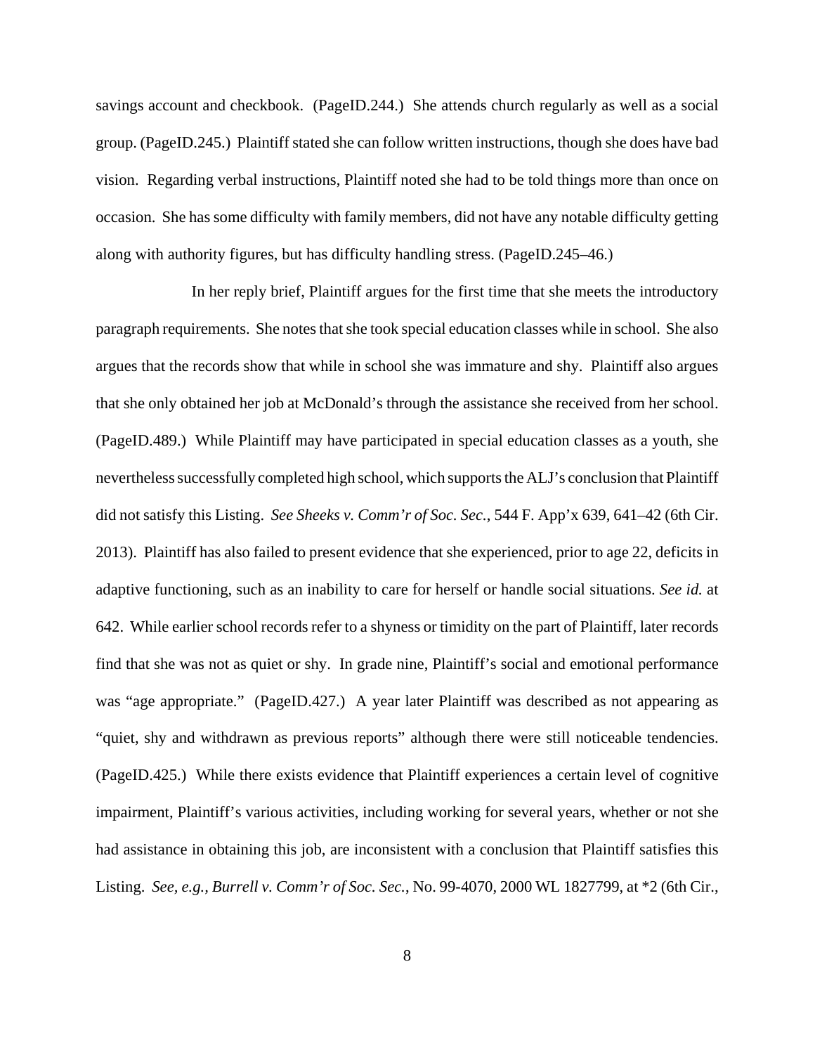savings account and checkbook. (PageID.244.) She attends church regularly as well as a social group. (PageID.245.) Plaintiff stated she can follow written instructions, though she does have bad vision. Regarding verbal instructions, Plaintiff noted she had to be told things more than once on occasion. She has some difficulty with family members, did not have any notable difficulty getting along with authority figures, but has difficulty handling stress. (PageID.245–46.)

In her reply brief, Plaintiff argues for the first time that she meets the introductory paragraph requirements. She notes that she took special education classes while in school. She also argues that the records show that while in school she was immature and shy. Plaintiff also argues that she only obtained her job at McDonald's through the assistance she received from her school. (PageID.489.) While Plaintiff may have participated in special education classes as a youth, she nevertheless successfully completed high school, which supports the ALJ's conclusion that Plaintiff did not satisfy this Listing. *See Sheeks v. Comm'r of Soc. Sec.*, 544 F. App'x 639, 641–42 (6th Cir. 2013). Plaintiff has also failed to present evidence that she experienced, prior to age 22, deficits in adaptive functioning, such as an inability to care for herself or handle social situations. *See id.* at 642. While earlier school records refer to a shyness or timidity on the part of Plaintiff, later records find that she was not as quiet or shy. In grade nine, Plaintiff's social and emotional performance was "age appropriate." (PageID.427.) A year later Plaintiff was described as not appearing as "quiet, shy and withdrawn as previous reports" although there were still noticeable tendencies. (PageID.425.) While there exists evidence that Plaintiff experiences a certain level of cognitive impairment, Plaintiff's various activities, including working for several years, whether or not she had assistance in obtaining this job, are inconsistent with a conclusion that Plaintiff satisfies this Listing. *See, e.g., Burrell v. Comm'r of Soc. Sec.*, No. 99-4070, 2000 WL 1827799, at *2 (6th Cir.,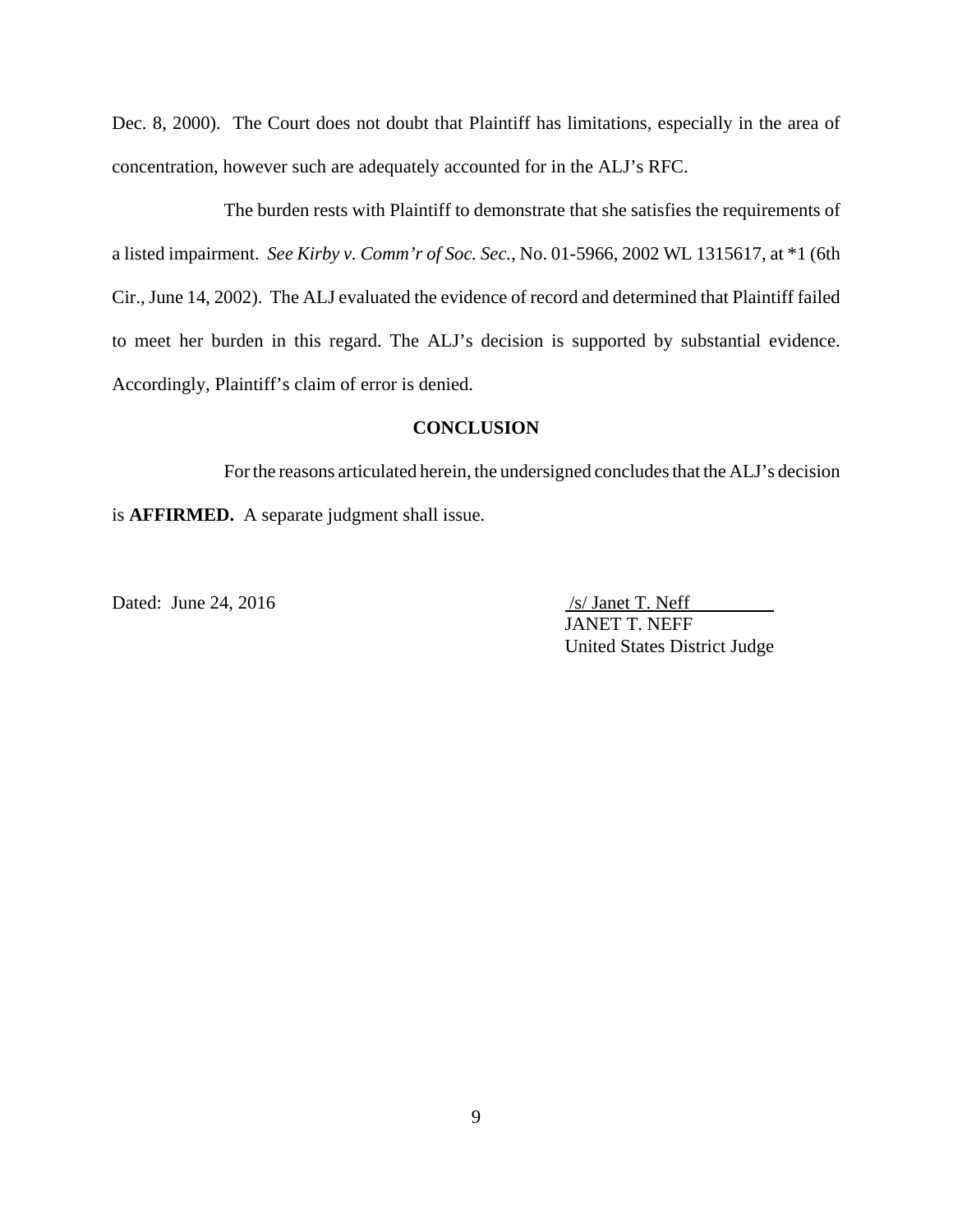Dec. 8, 2000). The Court does not doubt that Plaintiff has limitations, especially in the area of concentration, however such are adequately accounted for in the ALJ's RFC.

The burden rests with Plaintiff to demonstrate that she satisfies the requirements of a listed impairment. *See Kirby v. Comm'r of Soc. Sec.*, No. 01-5966, 2002 WL 1315617, at *1 (6th Cir., June 14, 2002). The ALJ evaluated the evidence of record and determined that Plaintiff failed to meet her burden in this regard. The ALJ's decision is supported by substantial evidence. Accordingly, Plaintiff's claim of error is denied.

**CONCLUSION**

For the reasons articulated herein, the undersigned concludes that the ALJ's decision is **AFFIRMED.** A separate judgment shall issue.

Dated: June 24, 2016

/s/ Janet T. Neff
JANET T. NEFF
United States District Judge